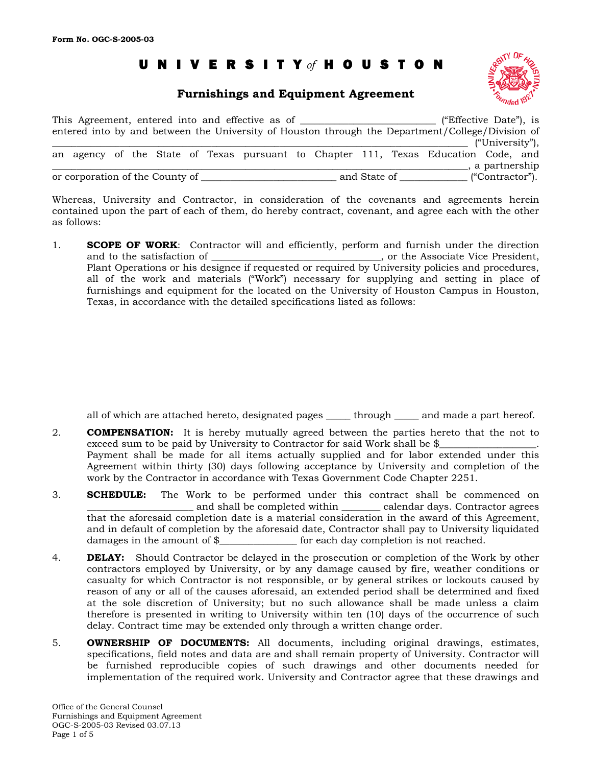Form No. OGC-S-2005-03

# UNIVERSITY *of* HOUSTON

## Furnishings and Equipment Agreement

This Agreement, entered into and effective as of ___________________________ ("Effective Date"), is entered into by and between the University of Houston through the Department/College/Division of __________________________________________________________________________ ("University"), an agency of the State of Texas pursuant to Chapter 111, Texas Education Code, and ___________________________________________________________________________, a partnership or corporation of the County of ___________________________ and State of _____________ ("Contractor").

Whereas, University and Contractor, in consideration of the covenants and agreements herein contained upon the part of each of them, do hereby contract, covenant, and agree each with the other as follows:

1. **SCOPE OF WORK**: Contractor will and efficiently, perform and furnish under the direction and to the satisfaction of __________________________________, or the Associate Vice President, Plant Operations or his designee if requested or required by University policies and procedures, all of the work and materials ("Work") necessary for supplying and setting in place of furnishings and equipment for the located on the University of Houston Campus in Houston, Texas, in accordance with the detailed specifications listed as follows:

   all of which are attached hereto, designated pages _____ through _____ and made a part hereof.

2. **COMPENSATION:** It is hereby mutually agreed between the parties hereto that the not to exceed sum to be paid by University to Contractor for said Work shall be $___________________. Payment shall be made for all items actually supplied and for labor extended under this Agreement within thirty (30) days following acceptance by University and completion of the work by the Contractor in accordance with Texas Government Code Chapter 2251.

3. **SCHEDULE:** The Work to be performed under this contract shall be commenced on _____________________ and shall be completed within ________ calendar days. Contractor agrees that the aforesaid completion date is a material consideration in the award of this Agreement, and in default of completion by the aforesaid date, Contractor shall pay to University liquidated damages in the amount of $_______________ for each day completion is not reached.

4. **DELAY:** Should Contractor be delayed in the prosecution or completion of the Work by other contractors employed by University, or by any damage caused by fire, weather conditions or casualty for which Contractor is not responsible, or by general strikes or lockouts caused by reason of any or all of the causes aforesaid, an extended period shall be determined and fixed at the sole discretion of University; but no such allowance shall be made unless a claim therefore is presented in writing to University within ten (10) days of the occurrence of such delay. Contract time may be extended only through a written change order.

5. **OWNERSHIP OF DOCUMENTS:** All documents, including original drawings, estimates, specifications, field notes and data are and shall remain property of University. Contractor will be furnished reproducible copies of such drawings and other documents needed for implementation of the required work. University and Contractor agree that these drawings and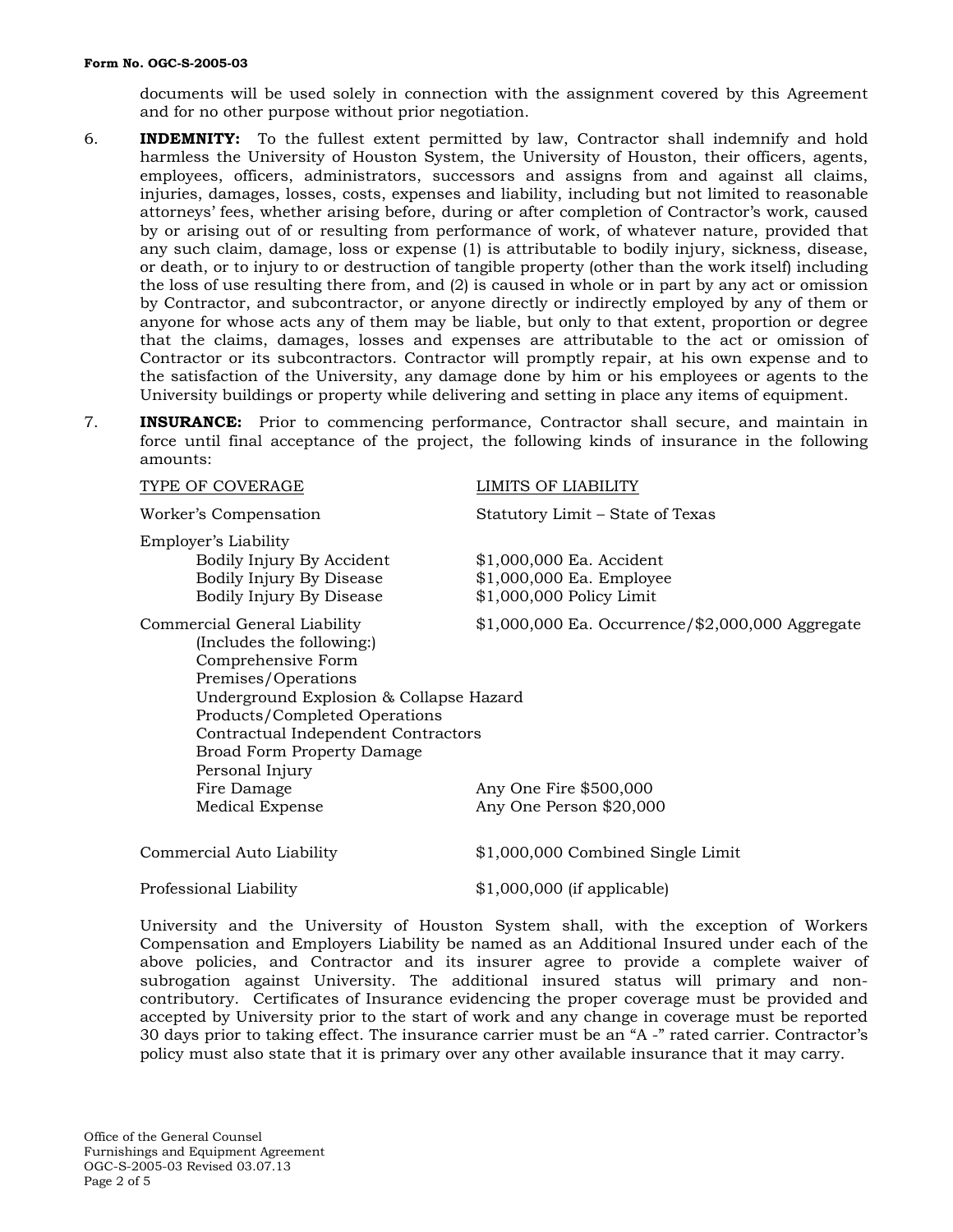**Form No. OGC-S-2005-03**

documents will be used solely in connection with the assignment covered by this Agreement and for no other purpose without prior negotiation.

6. **INDEMNITY:** To the fullest extent permitted by law, Contractor shall indemnify and hold harmless the University of Houston System, the University of Houston, their officers, agents, employees, officers, administrators, successors and assigns from and against all claims, injuries, damages, losses, costs, expenses and liability, including but not limited to reasonable attorneys' fees, whether arising before, during or after completion of Contractor's work, caused by or arising out of or resulting from performance of work, of whatever nature, provided that any such claim, damage, loss or expense (1) is attributable to bodily injury, sickness, disease, or death, or to injury to or destruction of tangible property (other than the work itself) including the loss of use resulting there from, and (2) is caused in whole or in part by any act or omission by Contractor, and subcontractor, or anyone directly or indirectly employed by any of them or anyone for whose acts any of them may be liable, but only to that extent, proportion or degree that the claims, damages, losses and expenses are attributable to the act or omission of Contractor or its subcontractors. Contractor will promptly repair, at his own expense and to the satisfaction of the University, any damage done by him or his employees or agents to the University buildings or property while delivering and setting in place any items of equipment.

7. **INSURANCE:** Prior to commencing performance, Contractor shall secure, and maintain in force until final acceptance of the project, the following kinds of insurance in the following amounts:

| TYPE OF COVERAGE | LIMITS OF LIABILITY |
|---|---|
| Worker's Compensation | Statutory Limit – State of Texas |
| Employer's Liability | |
| Bodily Injury By Accident | $1,000,000 Ea. Accident |
| Bodily Injury By Disease | $1,000,000 Ea. Employee |
| Bodily Injury By Disease | $1,000,000 Policy Limit |
| Commercial General Liability | $1,000,000 Ea. Occurrence/$2,000,000 Aggregate |
| (Includes the following:) | |
| Comprehensive Form | |
| Premises/Operations | |
| Underground Explosion & Collapse Hazard | |
| Products/Completed Operations | |
| Contractual Independent Contractors | |
| Broad Form Property Damage | |
| Personal Injury | |
| Fire Damage | Any One Fire $500,000 |
| Medical Expense | Any One Person $20,000 |
| Commercial Auto Liability | $1,000,000 Combined Single Limit |
| Professional Liability | $1,000,000 (if applicable) |

University and the University of Houston System shall, with the exception of Workers Compensation and Employers Liability be named as an Additional Insured under each of the above policies, and Contractor and its insurer agree to provide a complete waiver of subrogation against University. The additional insured status will primary and non-contributory. Certificates of Insurance evidencing the proper coverage must be provided and accepted by University prior to the start of work and any change in coverage must be reported 30 days prior to taking effect. The insurance carrier must be an "A -" rated carrier. Contractor's policy must also state that it is primary over any other available insurance that it may carry.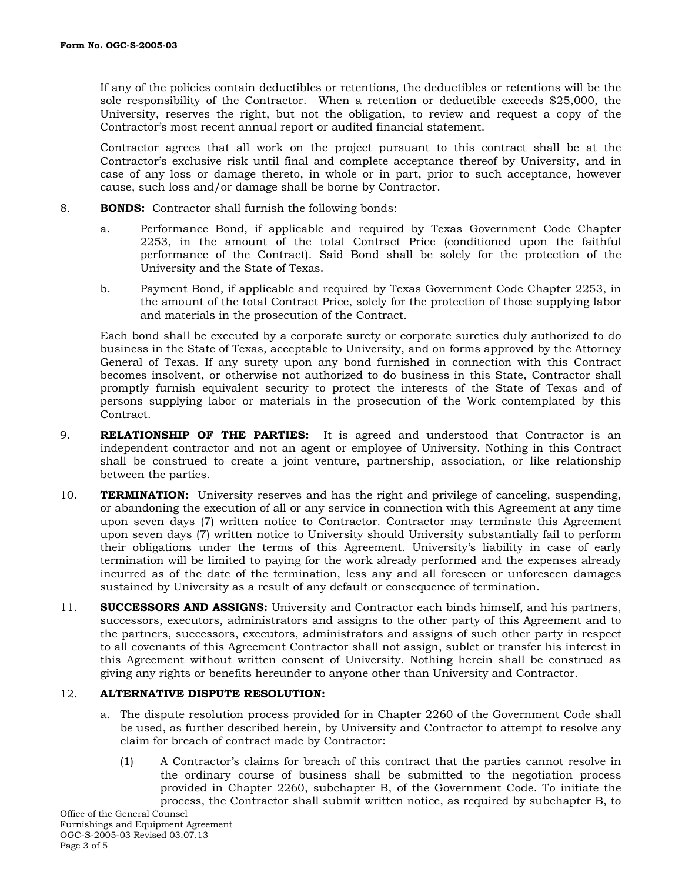If any of the policies contain deductibles or retentions, the deductibles or retentions will be the sole responsibility of the Contractor. When a retention or deductible exceeds $25,000, the University, reserves the right, but not the obligation, to review and request a copy of the Contractor's most recent annual report or audited financial statement.

Contractor agrees that all work on the project pursuant to this contract shall be at the Contractor's exclusive risk until final and complete acceptance thereof by University, and in case of any loss or damage thereto, in whole or in part, prior to such acceptance, however cause, such loss and/or damage shall be borne by Contractor.

8. **BONDS:** Contractor shall furnish the following bonds:

   a. Performance Bond, if applicable and required by Texas Government Code Chapter 2253, in the amount of the total Contract Price (conditioned upon the faithful performance of the Contract). Said Bond shall be solely for the protection of the University and the State of Texas.

   b. Payment Bond, if applicable and required by Texas Government Code Chapter 2253, in the amount of the total Contract Price, solely for the protection of those supplying labor and materials in the prosecution of the Contract.

   Each bond shall be executed by a corporate surety or corporate sureties duly authorized to do business in the State of Texas, acceptable to University, and on forms approved by the Attorney General of Texas. If any surety upon any bond furnished in connection with this Contract becomes insolvent, or otherwise not authorized to do business in this State, Contractor shall promptly furnish equivalent security to protect the interests of the State of Texas and of persons supplying labor or materials in the prosecution of the Work contemplated by this Contract.

9. **RELATIONSHIP OF THE PARTIES:** It is agreed and understood that Contractor is an independent contractor and not an agent or employee of University. Nothing in this Contract shall be construed to create a joint venture, partnership, association, or like relationship between the parties.

10. **TERMINATION:** University reserves and has the right and privilege of canceling, suspending, or abandoning the execution of all or any service in connection with this Agreement at any time upon seven days (7) written notice to Contractor. Contractor may terminate this Agreement upon seven days (7) written notice to University should University substantially fail to perform their obligations under the terms of this Agreement. University's liability in case of early termination will be limited to paying for the work already performed and the expenses already incurred as of the date of the termination, less any and all foreseen or unforeseen damages sustained by University as a result of any default or consequence of termination.

11. **SUCCESSORS AND ASSIGNS:** University and Contractor each binds himself, and his partners, successors, executors, administrators and assigns to the other party of this Agreement and to the partners, successors, executors, administrators and assigns of such other party in respect to all covenants of this Agreement Contractor shall not assign, sublet or transfer his interest in this Agreement without written consent of University. Nothing herein shall be construed as giving any rights or benefits hereunder to anyone other than University and Contractor.

12. **ALTERNATIVE DISPUTE RESOLUTION:**

   a. The dispute resolution process provided for in Chapter 2260 of the Government Code shall be used, as further described herein, by University and Contractor to attempt to resolve any claim for breach of contract made by Contractor:

      (1) A Contractor's claims for breach of this contract that the parties cannot resolve in the ordinary course of business shall be submitted to the negotiation process provided in Chapter 2260, subchapter B, of the Government Code. To initiate the process, the Contractor shall submit written notice, as required by subchapter B, to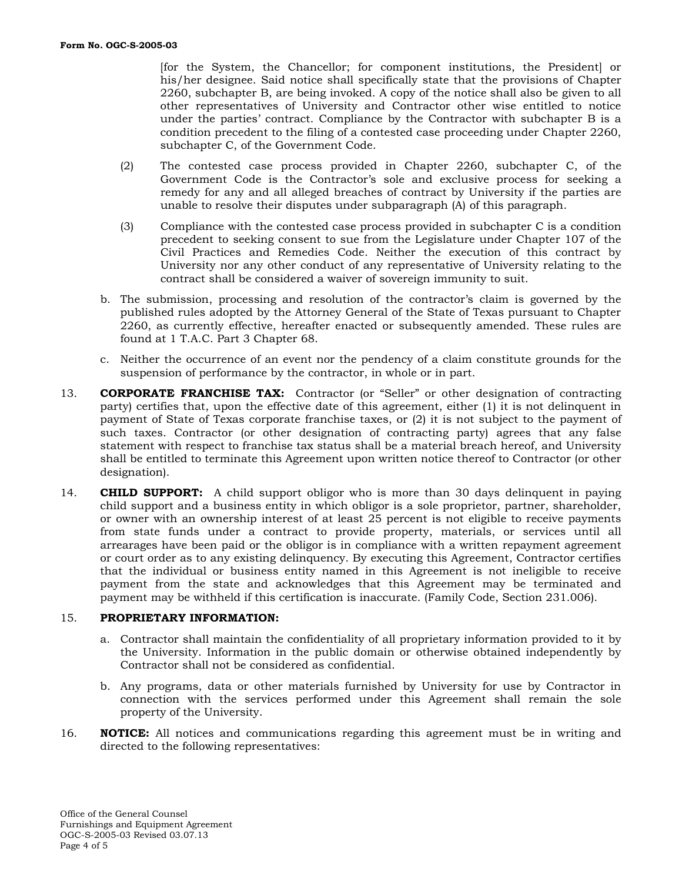[for the System, the Chancellor; for component institutions, the President] or his/her designee. Said notice shall specifically state that the provisions of Chapter 2260, subchapter B, are being invoked. A copy of the notice shall also be given to all other representatives of University and Contractor other wise entitled to notice under the parties' contract. Compliance by the Contractor with subchapter B is a condition precedent to the filing of a contested case proceeding under Chapter 2260, subchapter C, of the Government Code.

(2) The contested case process provided in Chapter 2260, subchapter C, of the Government Code is the Contractor's sole and exclusive process for seeking a remedy for any and all alleged breaches of contract by University if the parties are unable to resolve their disputes under subparagraph (A) of this paragraph.

(3) Compliance with the contested case process provided in subchapter C is a condition precedent to seeking consent to sue from the Legislature under Chapter 107 of the Civil Practices and Remedies Code. Neither the execution of this contract by University nor any other conduct of any representative of University relating to the contract shall be considered a waiver of sovereign immunity to suit.

b. The submission, processing and resolution of the contractor's claim is governed by the published rules adopted by the Attorney General of the State of Texas pursuant to Chapter 2260, as currently effective, hereafter enacted or subsequently amended. These rules are found at 1 T.A.C. Part 3 Chapter 68.

c. Neither the occurrence of an event nor the pendency of a claim constitute grounds for the suspension of performance by the contractor, in whole or in part.

13. **CORPORATE FRANCHISE TAX:** Contractor (or "Seller" or other designation of contracting party) certifies that, upon the effective date of this agreement, either (1) it is not delinquent in payment of State of Texas corporate franchise taxes, or (2) it is not subject to the payment of such taxes. Contractor (or other designation of contracting party) agrees that any false statement with respect to franchise tax status shall be a material breach hereof, and University shall be entitled to terminate this Agreement upon written notice thereof to Contractor (or other designation).

14. **CHILD SUPPORT:** A child support obligor who is more than 30 days delinquent in paying child support and a business entity in which obligor is a sole proprietor, partner, shareholder, or owner with an ownership interest of at least 25 percent is not eligible to receive payments from state funds under a contract to provide property, materials, or services until all arrearages have been paid or the obligor is in compliance with a written repayment agreement or court order as to any existing delinquency. By executing this Agreement, Contractor certifies that the individual or business entity named in this Agreement is not ineligible to receive payment from the state and acknowledges that this Agreement may be terminated and payment may be withheld if this certification is inaccurate. (Family Code, Section 231.006).

15. **PROPRIETARY INFORMATION:**

a. Contractor shall maintain the confidentiality of all proprietary information provided to it by the University. Information in the public domain or otherwise obtained independently by Contractor shall not be considered as confidential.

b. Any programs, data or other materials furnished by University for use by Contractor in connection with the services performed under this Agreement shall remain the sole property of the University.

16. **NOTICE:** All notices and communications regarding this agreement must be in writing and directed to the following representatives: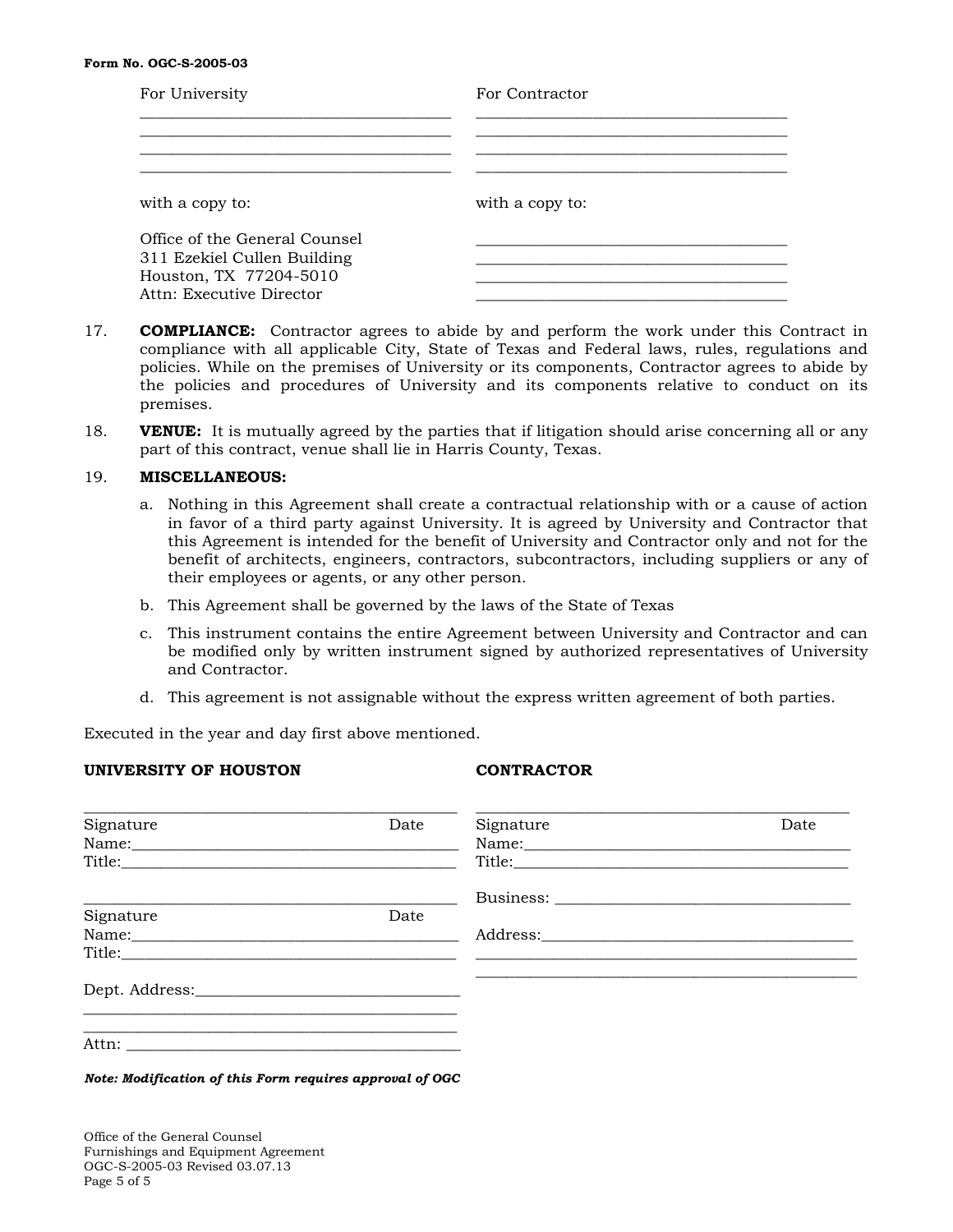**Form No. OGC-S-2005-03**

| For University | For Contractor |
|---|---|
| ______________________________ | ______________________________ |
| ______________________________ | ______________________________ |
| ______________________________ | ______________________________ |
| ______________________________ | ______________________________ |
| with a copy to: | with a copy to: |
| Office of the General Counsel | ______________________________ |
| 311 Ezekiel Cullen Building | ______________________________ |
| Houston, TX 77204-5010 | ______________________________ |
| Attn: Executive Director | ______________________________ |

17. **COMPLIANCE:** Contractor agrees to abide by and perform the work under this Contract in compliance with all applicable City, State of Texas and Federal laws, rules, regulations and policies. While on the premises of University or its components, Contractor agrees to abide by the policies and procedures of University and its components relative to conduct on its premises.

18. **VENUE:** It is mutually agreed by the parties that if litigation should arise concerning all or any part of this contract, venue shall lie in Harris County, Texas.

19. **MISCELLANEOUS:**

    a. Nothing in this Agreement shall create a contractual relationship with or a cause of action in favor of a third party against University. It is agreed by University and Contractor that this Agreement is intended for the benefit of University and Contractor only and not for the benefit of architects, engineers, contractors, subcontractors, including suppliers or any of their employees or agents, or any other person.

    b. This Agreement shall be governed by the laws of the State of Texas

    c. This instrument contains the entire Agreement between University and Contractor and can be modified only by written instrument signed by authorized representatives of University and Contractor.

    d. This agreement is not assignable without the express written agreement of both parties.

Executed in the year and day first above mentioned.

**UNIVERSITY OF HOUSTON**

______________________________
Signature Date
Name:______________________________
Title:______________________________

______________________________
Signature Date
Name:______________________________
Title:______________________________

Dept. Address:______________________________
______________________________
______________________________
Attn: ______________________________

**CONTRACTOR**

______________________________
Signature Date
Name:______________________________
Title:______________________________

Business: ______________________________

Address:______________________________
______________________________
______________________________

***Note: Modification of this Form requires approval of OGC***

Office of the General Counsel
Furnishings and Equipment Agreement
OGC-S-2005-03 Revised 03.07.13